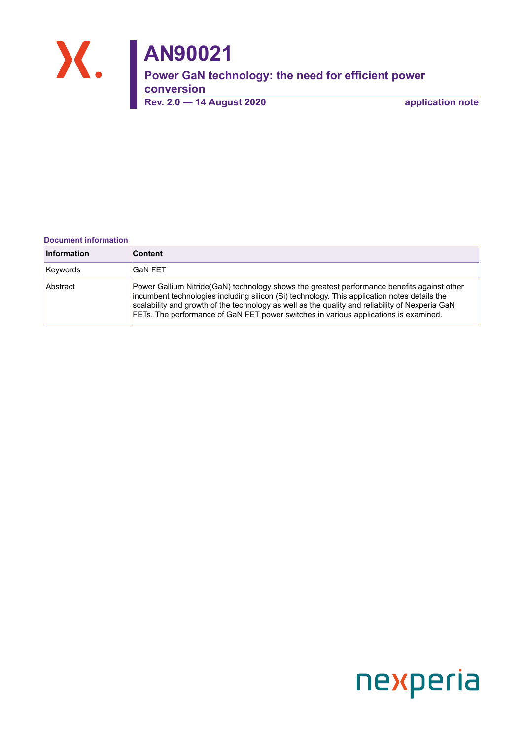# AN90021

## Power GaN technology: the need for efficient power conversion

**Rev. 2.0 — 14 August 2020** **application note**

**Document information**

| Information | Content |
| --- | --- |
| Keywords | GaN FET |
| Abstract | Power Gallium Nitride(GaN) technology shows the greatest performance benefits against other incumbent technologies including silicon (Si) technology. This application notes details the scalability and growth of the technology as well as the quality and reliability of Nexperia GaN FETs. The performance of GaN FET power switches in various applications is examined. |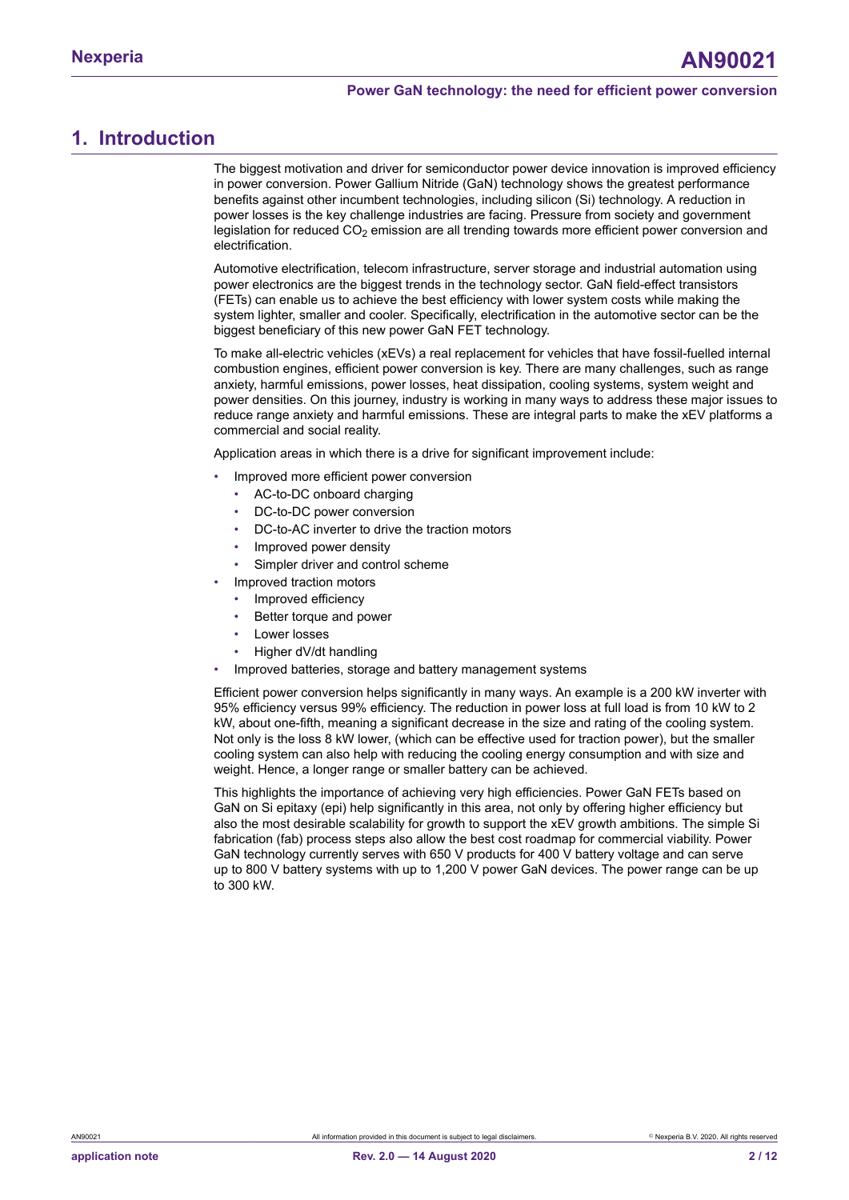# 1. Introduction

The biggest motivation and driver for semiconductor power device innovation is improved efficiency in power conversion. Power Gallium Nitride (GaN) technology shows the greatest performance benefits against other incumbent technologies, including silicon (Si) technology. A reduction in power losses is the key challenge industries are facing. Pressure from society and government legislation for reduced $CO_2$ emission are all trending towards more efficient power conversion and electrification.

Automotive electrification, telecom infrastructure, server storage and industrial automation using power electronics are the biggest trends in the technology sector. GaN field-effect transistors (FETs) can enable us to achieve the best efficiency with lower system costs while making the system lighter, smaller and cooler. Specifically, electrification in the automotive sector can be the biggest beneficiary of this new power GaN FET technology.

To make all-electric vehicles (xEVs) a real replacement for vehicles that have fossil-fuelled internal combustion engines, efficient power conversion is key. There are many challenges, such as range anxiety, harmful emissions, power losses, heat dissipation, cooling systems, system weight and power densities. On this journey, industry is working in many ways to address these major issues to reduce range anxiety and harmful emissions. These are integral parts to make the xEV platforms a commercial and social reality.

Application areas in which there is a drive for significant improvement include:

- Improved more efficient power conversion
  - AC-to-DC onboard charging
  - DC-to-DC power conversion
  - DC-to-AC inverter to drive the traction motors
  - Improved power density
  - Simpler driver and control scheme
- Improved traction motors
  - Improved efficiency
  - Better torque and power
  - Lower losses
  - Higher dV/dt handling
- Improved batteries, storage and battery management systems

Efficient power conversion helps significantly in many ways. An example is a 200 kW inverter with 95% efficiency versus 99% efficiency. The reduction in power loss at full load is from 10 kW to 2 kW, about one-fifth, meaning a significant decrease in the size and rating of the cooling system. Not only is the loss 8 kW lower, (which can be effective used for traction power), but the smaller cooling system can also help with reducing the cooling energy consumption and with size and weight. Hence, a longer range or smaller battery can be achieved.

This highlights the importance of achieving very high efficiencies. Power GaN FETs based on GaN on Si epitaxy (epi) help significantly in this area, not only by offering higher efficiency but also the most desirable scalability for growth to support the xEV growth ambitions. The simple Si fabrication (fab) process steps also allow the best cost roadmap for commercial viability. Power GaN technology currently serves with 650 V products for 400 V battery voltage and can serve up to 800 V battery systems with up to 1,200 V power GaN devices. The power range can be up to 300 kW.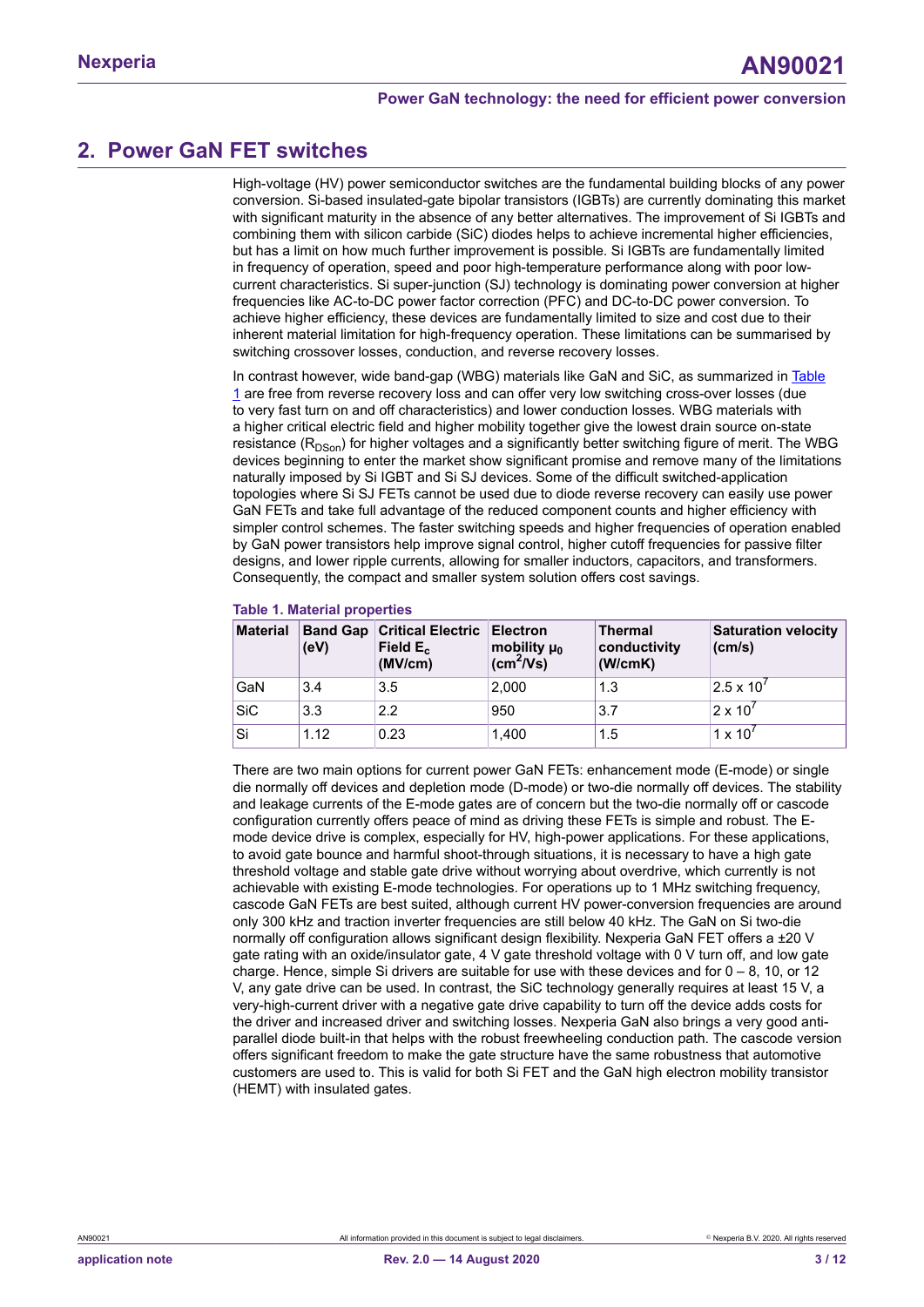## 2. Power GaN FET switches

High-voltage (HV) power semiconductor switches are the fundamental building blocks of any power conversion. Si-based insulated-gate bipolar transistors (IGBTs) are currently dominating this market with significant maturity in the absence of any better alternatives. The improvement of Si IGBTs and combining them with silicon carbide (SiC) diodes helps to achieve incremental higher efficiencies, but has a limit on how much further improvement is possible. Si IGBTs are fundamentally limited in frequency of operation, speed and poor high-temperature performance along with poor low-current characteristics. Si super-junction (SJ) technology is dominating power conversion at higher frequencies like AC-to-DC power factor correction (PFC) and DC-to-DC power conversion. To achieve higher efficiency, these devices are fundamentally limited to size and cost due to their inherent material limitation for high-frequency operation. These limitations can be summarised by switching crossover losses, conduction, and reverse recovery losses.

In contrast however, wide band-gap (WBG) materials like GaN and SiC, as summarized in Table 1 are free from reverse recovery loss and can offer very low switching cross-over losses (due to very fast turn on and off characteristics) and lower conduction losses. WBG materials with a higher critical electric field and higher mobility together give the lowest drain source on-state resistance ($R_{DSon}$) for higher voltages and a significantly better switching figure of merit. The WBG devices beginning to enter the market show significant promise and remove many of the limitations naturally imposed by Si IGBT and Si SJ devices. Some of the difficult switched-application topologies where Si SJ FETs cannot be used due to diode reverse recovery can easily use power GaN FETs and take full advantage of the reduced component counts and higher efficiency with simpler control schemes. The faster switching speeds and higher frequencies of operation enabled by GaN power transistors help improve signal control, higher cutoff frequencies for passive filter designs, and lower ripple currents, allowing for smaller inductors, capacitors, and transformers. Consequently, the compact and smaller system solution offers cost savings.

**Table 1. Material properties**

| Material | Band Gap (eV) | Critical Electric Field $E_c$ (MV/cm) | Electron mobility $\mu_0$ ($cm^2$/Vs) | Thermal conductivity (W/cmK) | Saturation velocity (cm/s) |
|---|---|---|---|---|---|
| GaN | 3.4 | 3.5 | 2,000 | 1.3 | $2.5 \times 10^7$ |
| SiC | 3.3 | 2.2 | 950 | 3.7 | $2 \times 10^7$ |
| Si | 1.12 | 0.23 | 1,400 | 1.5 | $1 \times 10^7$ |

There are two main options for current power GaN FETs: enhancement mode (E-mode) or single die normally off devices and depletion mode (D-mode) or two-die normally off devices. The stability and leakage currents of the E-mode gates are of concern but the two-die normally off or cascode configuration currently offers peace of mind as driving these FETs is simple and robust. The E-mode device drive is complex, especially for HV, high-power applications. For these applications, to avoid gate bounce and harmful shoot-through situations, it is necessary to have a high gate threshold voltage and stable gate drive without worrying about overdrive, which currently is not achievable with existing E-mode technologies. For operations up to 1 MHz switching frequency, cascode GaN FETs are best suited, although current HV power-conversion frequencies are around only 300 kHz and traction inverter frequencies are still below 40 kHz. The GaN on Si two-die normally off configuration allows significant design flexibility. Nexperia GaN FET offers a ±20 V gate rating with an oxide/insulator gate, 4 V gate threshold voltage with 0 V turn off, and low gate charge. Hence, simple Si drivers are suitable for use with these devices and for 0 – 8, 10, or 12 V, any gate drive can be used. In contrast, the SiC technology generally requires at least 15 V, a very-high-current driver with a negative gate drive capability to turn off the device adds costs for the driver and increased driver and switching losses. Nexperia GaN also brings a very good anti-parallel diode built-in that helps with the robust freewheeling conduction path. The cascode version offers significant freedom to make the gate structure have the same robustness that automotive customers are used to. This is valid for both Si FET and the GaN high electron mobility transistor (HEMT) with insulated gates.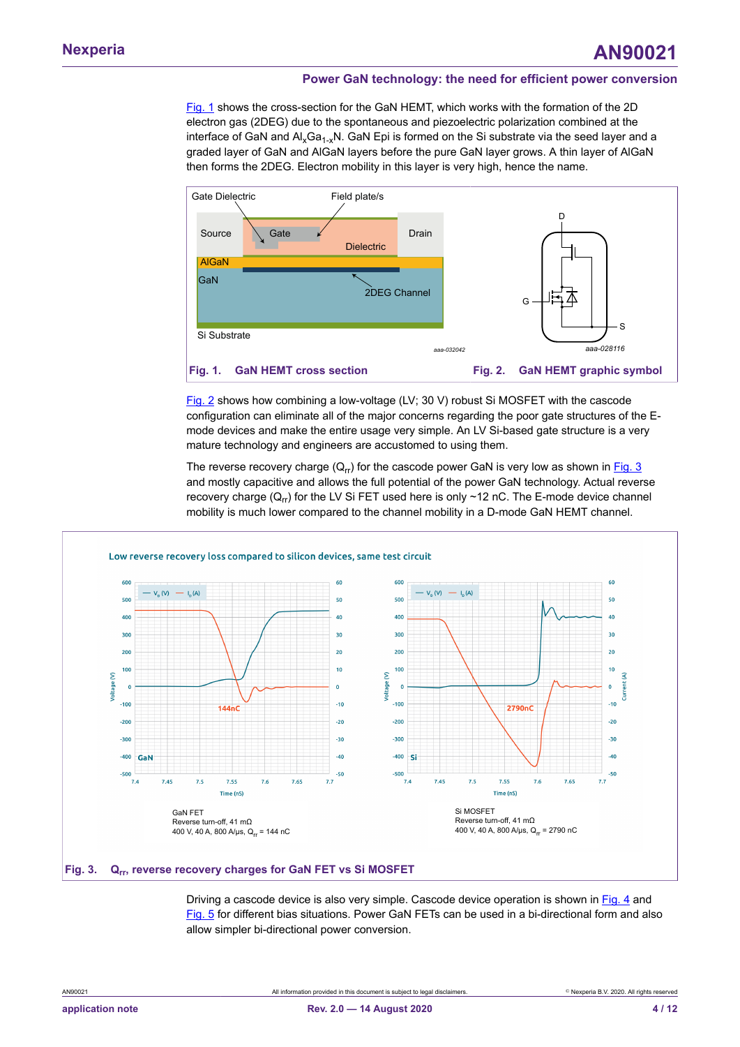## Power GaN technology: the need for efficient power conversion

Fig. 1 shows the cross-section for the GaN HEMT, which works with the formation of the 2D electron gas (2DEG) due to the spontaneous and piezoelectric polarization combined at the interface of GaN and $Al_xGa_{1-x}N$. GaN Epi is formed on the Si substrate via the seed layer and a graded layer of GaN and AlGaN layers before the pure GaN layer grows. A thin layer of AlGaN then forms the 2DEG. Electron mobility in this layer is very high, hence the name.

**Fig. 1. GaN HEMT cross section**

**Fig. 2. GaN HEMT graphic symbol**

Fig. 2 shows how combining a low-voltage (LV; 30 V) robust Si MOSFET with the cascode configuration can eliminate all of the major concerns regarding the poor gate structures of the E-mode devices and make the entire usage very simple. An LV Si-based gate structure is a very mature technology and engineers are accustomed to using them.

The reverse recovery charge ($Q_{rr}$) for the cascode power GaN is very low as shown in Fig. 3 and mostly capacitive and allows the full potential of the power GaN technology. Actual reverse recovery charge ($Q_{rr}$) for the LV Si FET used here is only ~12 nC. The E-mode device channel mobility is much lower compared to the channel mobility in a D-mode GaN HEMT channel.

Low reverse recovery loss compared to silicon devices, same test circuit

GaN FET
Reverse turn-off, 41 mΩ
400 V, 40 A, 800 A/µs, $Q_{rr}$ = 144 nC

Si MOSFET
Reverse turn-off, 41 mΩ
400 V, 40 A, 800 A/µs, $Q_{rr}$ = 2790 nC

**Fig. 3. $Q_{rr}$, reverse recovery charges for GaN FET vs Si MOSFET**

Driving a cascode device is also very simple. Cascode device operation is shown in Fig. 4 and Fig. 5 for different bias situations. Power GaN FETs can be used in a bi-directional form and also allow simpler bi-directional power conversion.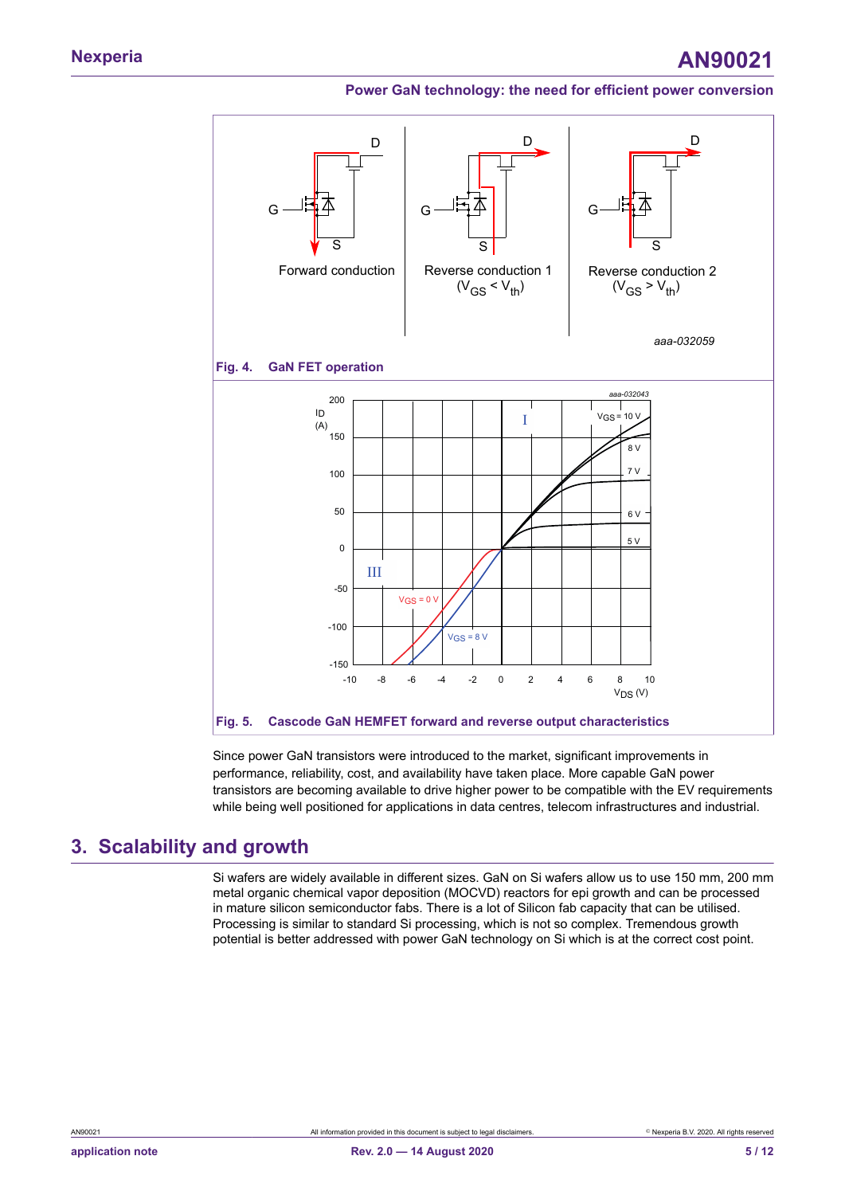Fig. 4. GaN FET operation

Fig. 5. Cascode GaN HEMFET forward and reverse output characteristics

Since power GaN transistors were introduced to the market, significant improvements in performance, reliability, cost, and availability have taken place. More capable GaN power transistors are becoming available to drive higher power to be compatible with the EV requirements while being well positioned for applications in data centres, telecom infrastructures and industrial.

## 3. Scalability and growth

Si wafers are widely available in different sizes. GaN on Si wafers allow us to use 150 mm, 200 mm metal organic chemical vapor deposition (MOCVD) reactors for epi growth and can be processed in mature silicon semiconductor fabs. There is a lot of Silicon fab capacity that can be utilised. Processing is similar to standard Si processing, which is not so complex. Tremendous growth potential is better addressed with power GaN technology on Si which is at the correct cost point.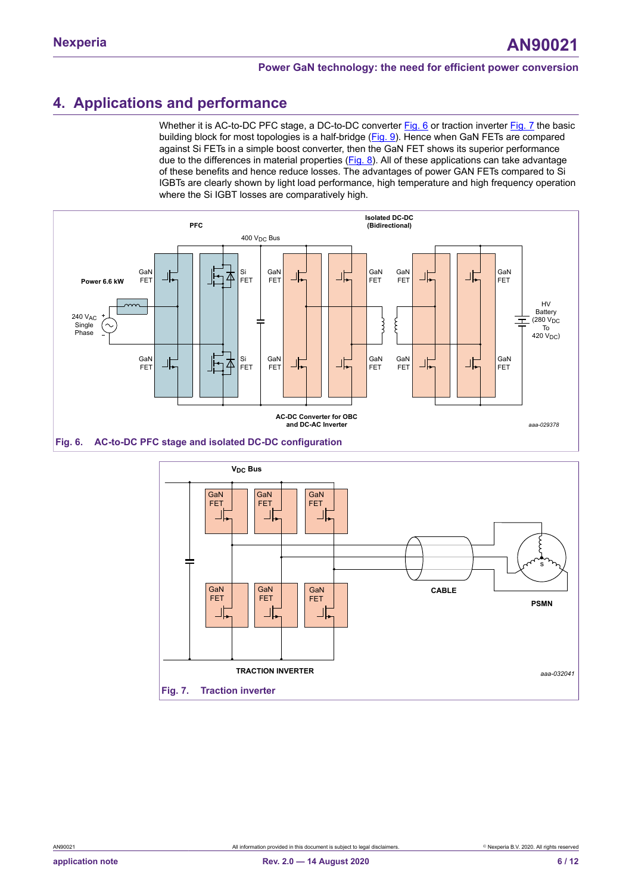# 4. Applications and performance

Whether it is AC-to-DC PFC stage, a DC-to-DC converter Fig. 6 or traction inverter Fig. 7 the basic building block for most topologies is a half-bridge (Fig. 9). Hence when GaN FETs are compared against Si FETs in a simple boost converter, then the GaN FET shows its superior performance due to the differences in material properties (Fig. 8). All of these applications can take advantage of these benefits and hence reduce losses. The advantages of power GAN FETs compared to Si IGBTs are clearly shown by light load performance, high temperature and high frequency operation where the Si IGBT losses are comparatively high.

**Fig. 6. AC-to-DC PFC stage and isolated DC-DC configuration**

**Fig. 7. Traction inverter**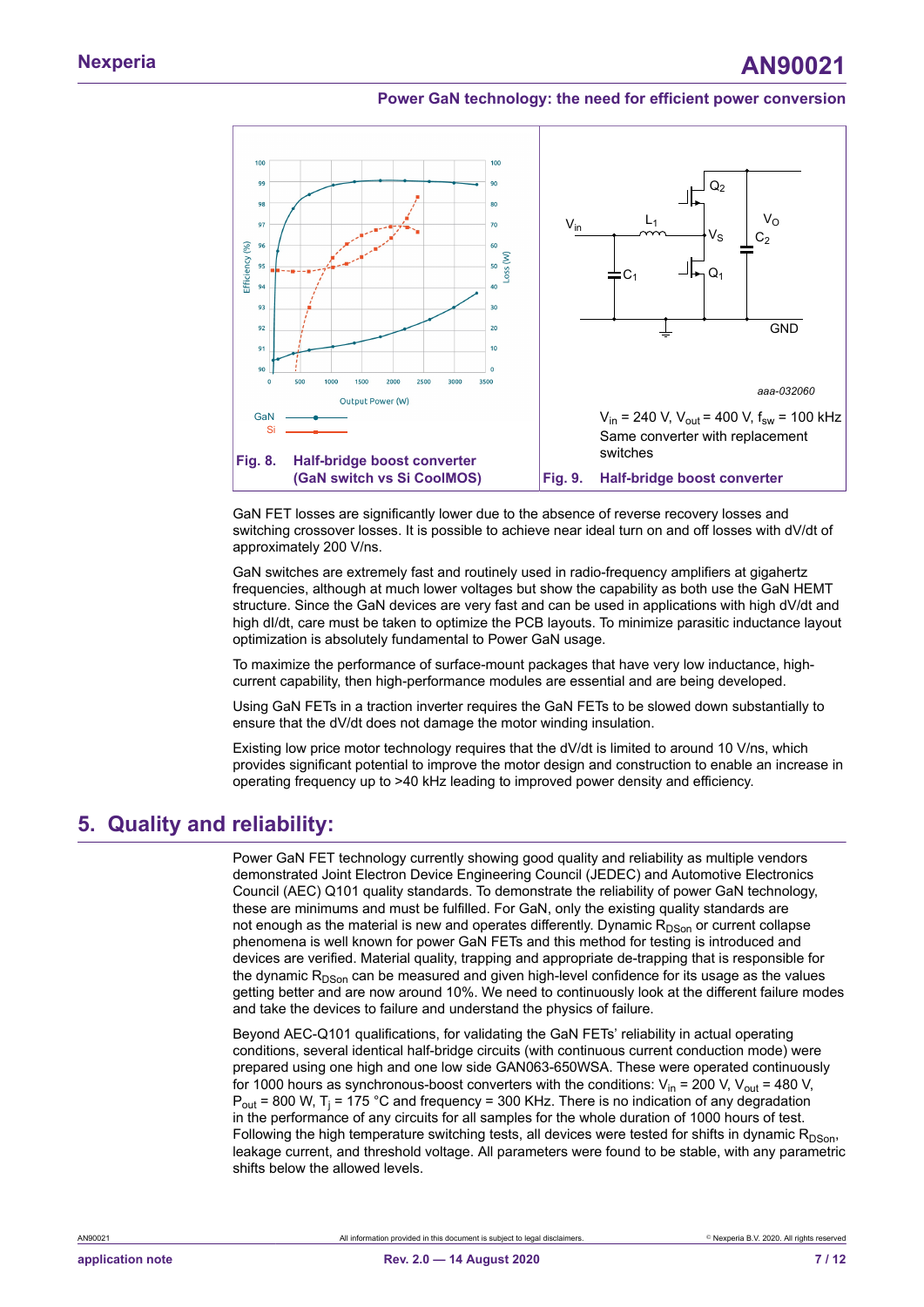Fig. 8. Half-bridge boost converter (GaN switch vs Si CoolMOS)

$V_{in}$ = 240 V, $V_{out}$ = 400 V, $f_{sw}$ = 100 kHz
Same converter with replacement switches

Fig. 9. Half-bridge boost converter

GaN FET losses are significantly lower due to the absence of reverse recovery losses and switching crossover losses. It is possible to achieve near ideal turn on and off losses with dV/dt of approximately 200 V/ns.

GaN switches are extremely fast and routinely used in radio-frequency amplifiers at gigahertz frequencies, although at much lower voltages but show the capability as both use the GaN HEMT structure. Since the GaN devices are very fast and can be used in applications with high dV/dt and high dI/dt, care must be taken to optimize the PCB layouts. To minimize parasitic inductance layout optimization is absolutely fundamental to Power GaN usage.

To maximize the performance of surface-mount packages that have very low inductance, high-current capability, then high-performance modules are essential and are being developed.

Using GaN FETs in a traction inverter requires the GaN FETs to be slowed down substantially to ensure that the dV/dt does not damage the motor winding insulation.

Existing low price motor technology requires that the dV/dt is limited to around 10 V/ns, which provides significant potential to improve the motor design and construction to enable an increase in operating frequency up to >40 kHz leading to improved power density and efficiency.

## 5. Quality and reliability:

Power GaN FET technology currently showing good quality and reliability as multiple vendors demonstrated Joint Electron Device Engineering Council (JEDEC) and Automotive Electronics Council (AEC) Q101 quality standards. To demonstrate the reliability of power GaN technology, these are minimums and must be fulfilled. For GaN, only the existing quality standards are not enough as the material is new and operates differently. Dynamic $R_{DSon}$ or current collapse phenomena is well known for power GaN FETs and this method for testing is introduced and devices are verified. Material quality, trapping and appropriate de-trapping that is responsible for the dynamic $R_{DSon}$ can be measured and given high-level confidence for its usage as the values getting better and are now around 10%. We need to continuously look at the different failure modes and take the devices to failure and understand the physics of failure.

Beyond AEC-Q101 qualifications, for validating the GaN FETs' reliability in actual operating conditions, several identical half-bridge circuits (with continuous current conduction mode) were prepared using one high and one low side GAN063-650WSA. These were operated continuously for 1000 hours as synchronous-boost converters with the conditions: $V_{in}$ = 200 V, $V_{out}$ = 480 V, $P_{out}$ = 800 W, $T_j$ = 175 °C and frequency = 300 KHz. There is no indication of any degradation in the performance of any circuits for all samples for the whole duration of 1000 hours of test. Following the high temperature switching tests, all devices were tested for shifts in dynamic $R_{DSon}$, leakage current, and threshold voltage. All parameters were found to be stable, with any parametric shifts below the allowed levels.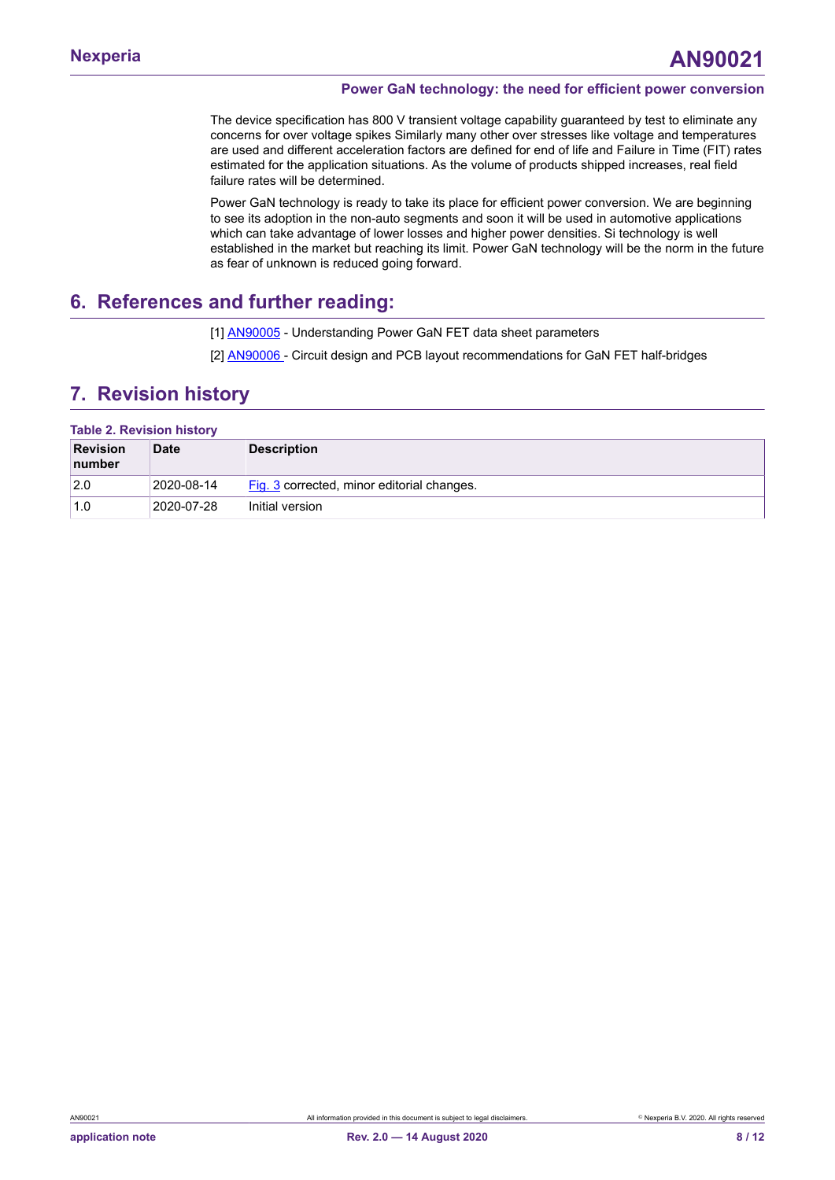The device specification has 800 V transient voltage capability guaranteed by test to eliminate any concerns for over voltage spikes Similarly many other over stresses like voltage and temperatures are used and different acceleration factors are defined for end of life and Failure in Time (FIT) rates estimated for the application situations. As the volume of products shipped increases, real field failure rates will be determined.

Power GaN technology is ready to take its place for efficient power conversion. We are beginning to see its adoption in the non-auto segments and soon it will be used in automotive applications which can take advantage of lower losses and higher power densities. Si technology is well established in the market but reaching its limit. Power GaN technology will be the norm in the future as fear of unknown is reduced going forward.

## 6. References and further reading:

[1] AN90005 - Understanding Power GaN FET data sheet parameters

[2] AN90006 - Circuit design and PCB layout recommendations for GaN FET half-bridges

## 7. Revision history

**Table 2. Revision history**

| Revision number | Date | Description |
|---|---|---|
| 2.0 | 2020-08-14 | Fig. 3 corrected, minor editorial changes. |
| 1.0 | 2020-07-28 | Initial version |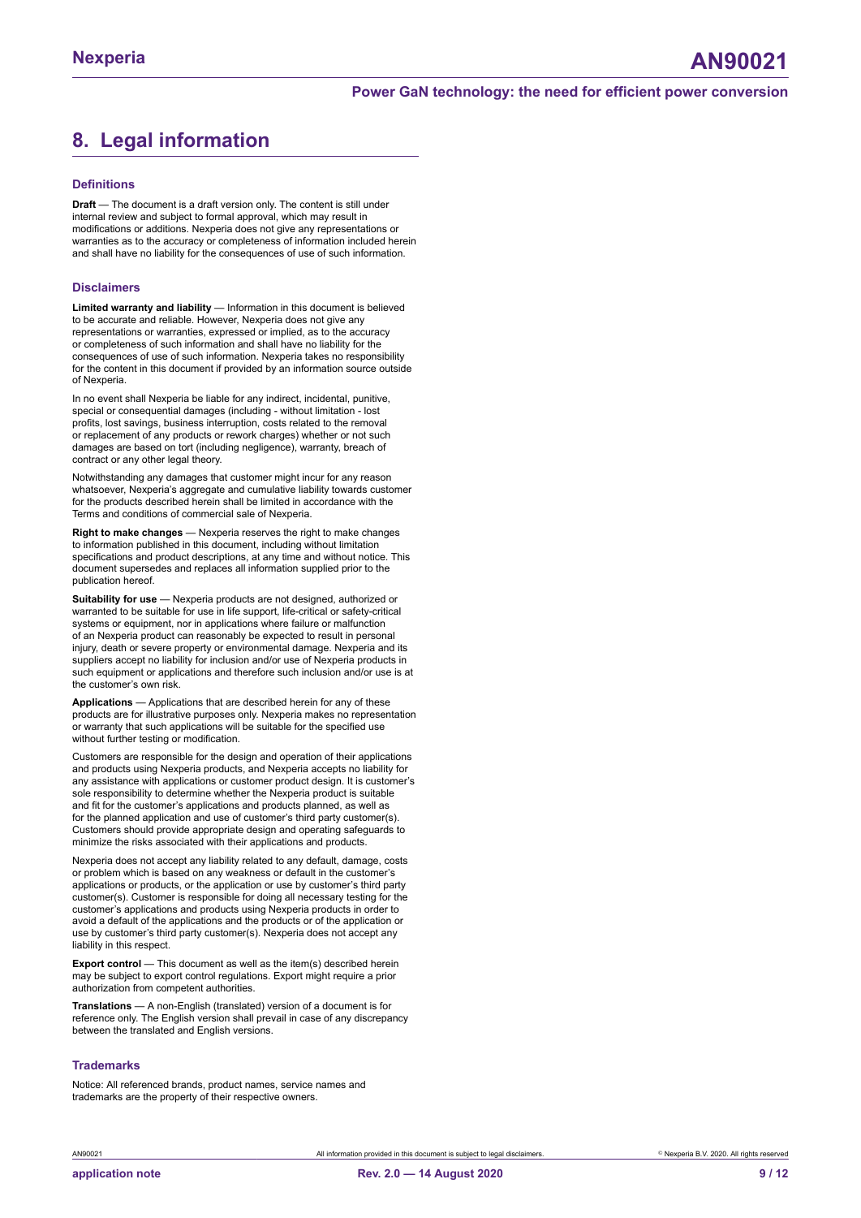## 8. Legal information

### Definitions

**Draft** — The document is a draft version only. The content is still under internal review and subject to formal approval, which may result in modifications or additions. Nexperia does not give any representations or warranties as to the accuracy or completeness of information included herein and shall have no liability for the consequences of use of such information.

### Disclaimers

**Limited warranty and liability** — Information in this document is believed to be accurate and reliable. However, Nexperia does not give any representations or warranties, expressed or implied, as to the accuracy or completeness of such information and shall have no liability for the consequences of use of such information. Nexperia takes no responsibility for the content in this document if provided by an information source outside of Nexperia.

In no event shall Nexperia be liable for any indirect, incidental, punitive, special or consequential damages (including - without limitation - lost profits, lost savings, business interruption, costs related to the removal or replacement of any products or rework charges) whether or not such damages are based on tort (including negligence), warranty, breach of contract or any other legal theory.

Notwithstanding any damages that customer might incur for any reason whatsoever, Nexperia's aggregate and cumulative liability towards customer for the products described herein shall be limited in accordance with the Terms and conditions of commercial sale of Nexperia.

**Right to make changes** — Nexperia reserves the right to make changes to information published in this document, including without limitation specifications and product descriptions, at any time and without notice. This document supersedes and replaces all information supplied prior to the publication hereof.

**Suitability for use** — Nexperia products are not designed, authorized or warranted to be suitable for use in life support, life-critical or safety-critical systems or equipment, nor in applications where failure or malfunction of an Nexperia product can reasonably be expected to result in personal injury, death or severe property or environmental damage. Nexperia and its suppliers accept no liability for inclusion and/or use of Nexperia products in such equipment or applications and therefore such inclusion and/or use is at the customer's own risk.

**Applications** — Applications that are described herein for any of these products are for illustrative purposes only. Nexperia makes no representation or warranty that such applications will be suitable for the specified use without further testing or modification.

Customers are responsible for the design and operation of their applications and products using Nexperia products, and Nexperia accepts no liability for any assistance with applications or customer product design. It is customer's sole responsibility to determine whether the Nexperia product is suitable and fit for the customer's applications and products planned, as well as for the planned application and use of customer's third party customer(s). Customers should provide appropriate design and operating safeguards to minimize the risks associated with their applications and products.

Nexperia does not accept any liability related to any default, damage, costs or problem which is based on any weakness or default in the customer's applications or products, or the application or use by customer's third party customer(s). Customer is responsible for doing all necessary testing for the customer's applications and products using Nexperia products in order to avoid a default of the applications and the products or of the application or use by customer's third party customer(s). Nexperia does not accept any liability in this respect.

**Export control** — This document as well as the item(s) described herein may be subject to export control regulations. Export might require a prior authorization from competent authorities.

**Translations** — A non-English (translated) version of a document is for reference only. The English version shall prevail in case of any discrepancy between the translated and English versions.

### Trademarks

Notice: All referenced brands, product names, service names and trademarks are the property of their respective owners.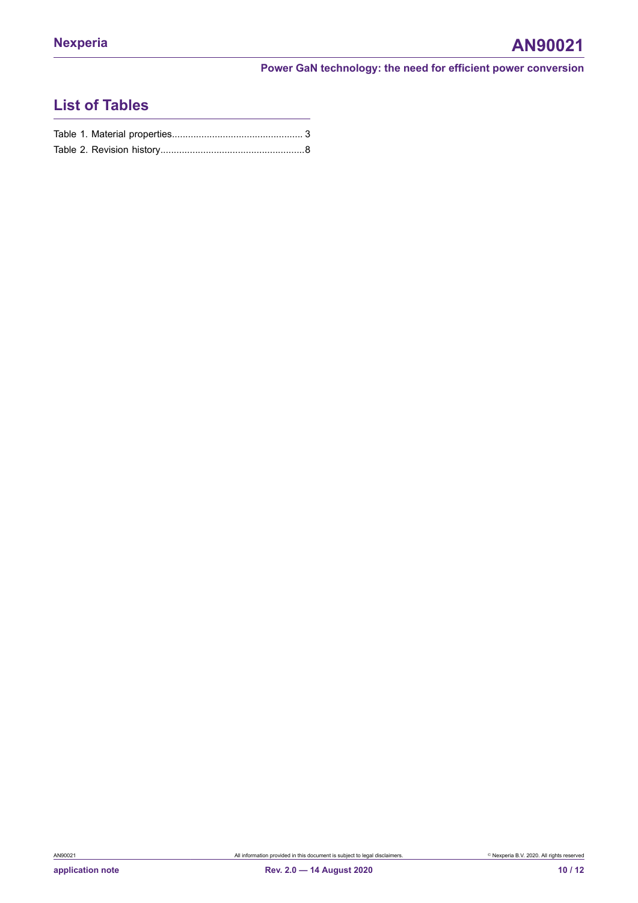## List of Tables

Table 1. Material properties................................................ 3

Table 2. Revision history.....................................................8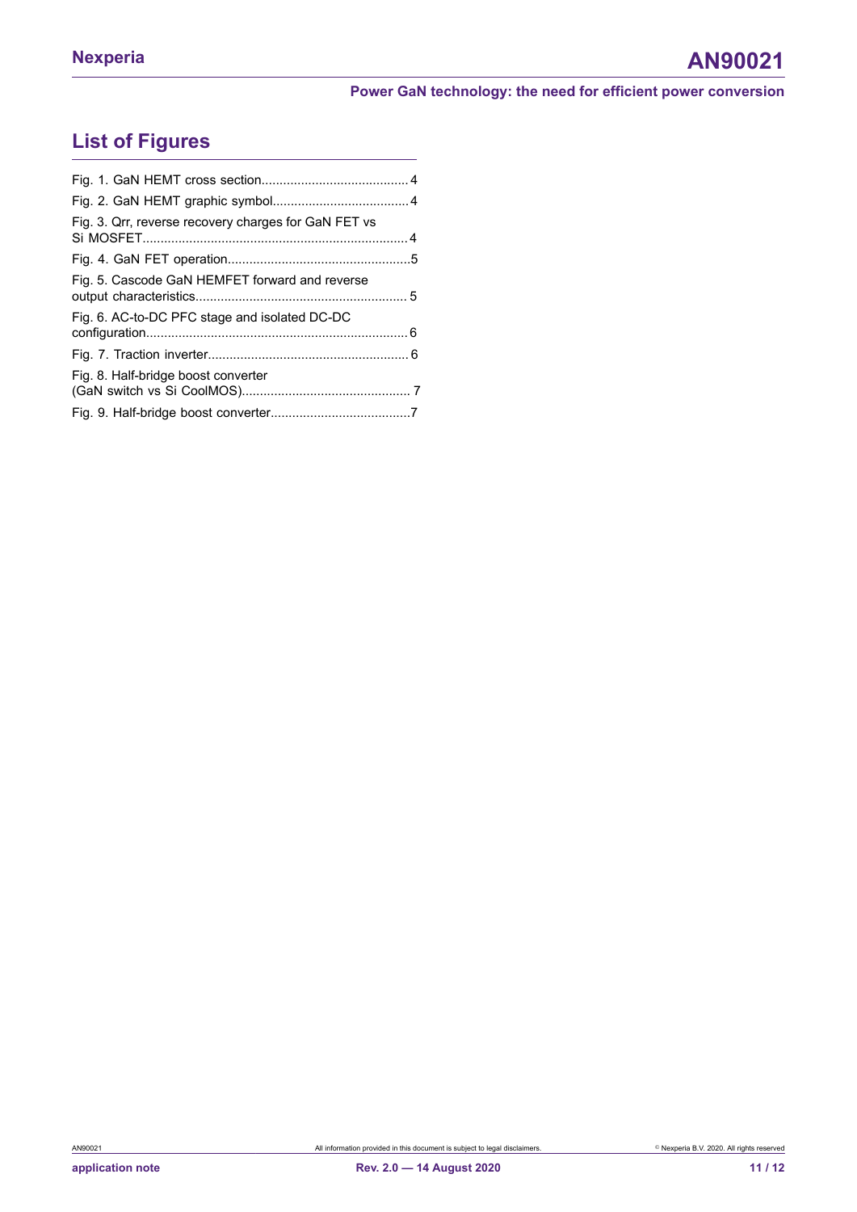## List of Figures

Fig. 1. GaN HEMT cross section.........................................4

Fig. 2. GaN HEMT graphic symbol......................................4

Fig. 3. Qrr, reverse recovery charges for GaN FET vs Si MOSFET.........................................................................4

Fig. 4. GaN FET operation..................................................5

Fig. 5. Cascode GaN HEMFET forward and reverse output characteristics.......................................................... 5

Fig. 6. AC-to-DC PFC stage and isolated DC-DC configuration........................................................................6

Fig. 7. Traction inverter....................................................... 6

Fig. 8. Half-bridge boost converter (GaN switch vs Si CoolMOS).............................................. 7

Fig. 9. Half-bridge boost converter......................................7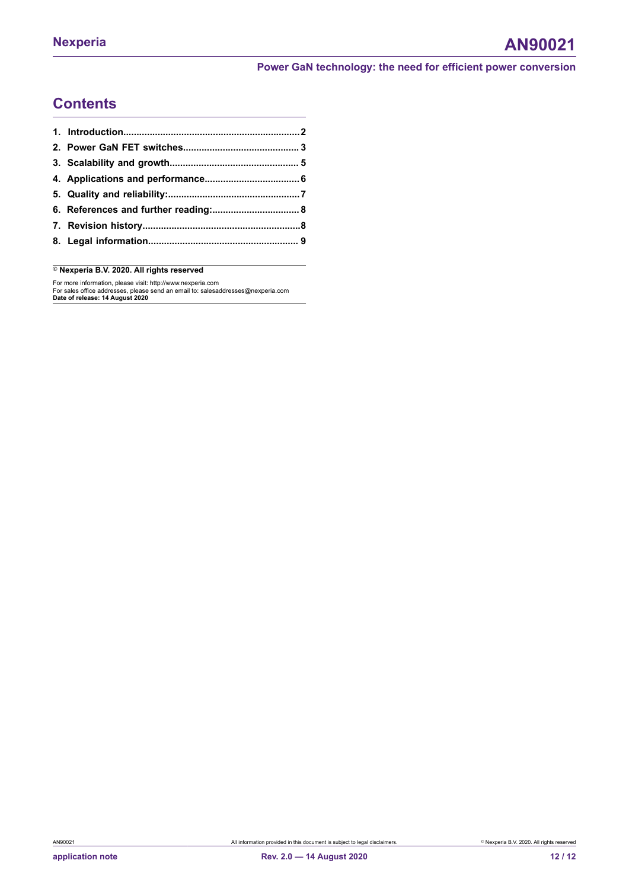## Contents

1. Introduction....................................................................2
2. Power GaN FET switches............................................ 3
3. Scalability and growth................................................. 5
4. Applications and performance....................................6
5. Quality and reliability:..................................................7
6. References and further reading:................................. 8
7. Revision history............................................................8
8. Legal information......................................................... 9

© **Nexperia B.V. 2020. All rights reserved**

For more information, please visit: http://www.nexperia.com
For sales office addresses, please send an email to: salesaddresses@nexperia.com
**Date of release: 14 August 2020**